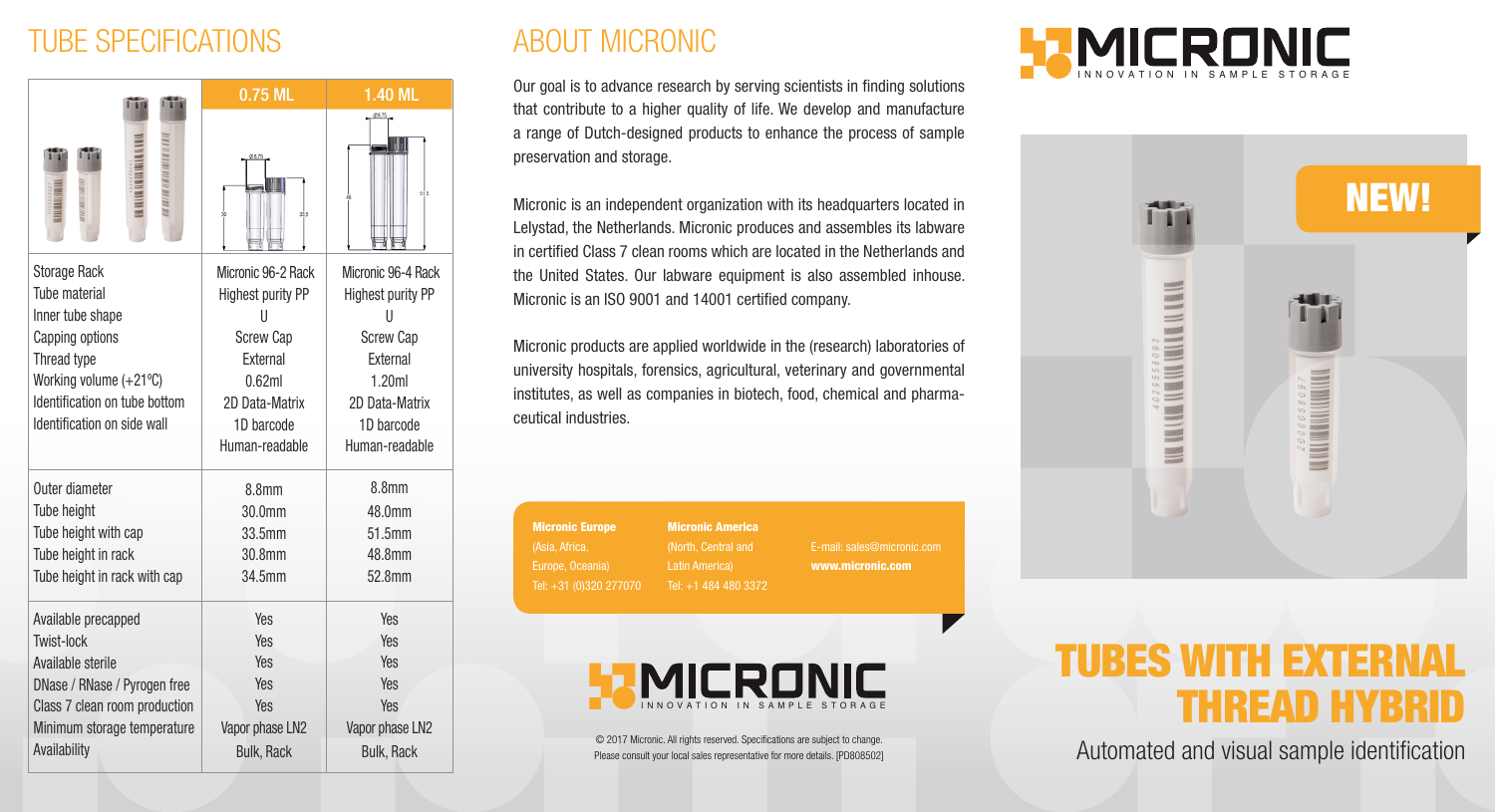## TUBE SPECIFICATIONS

| | 0.75 ML | 1.40 ML |
|---|---|---|
| Storage Rack | Micronic 96-2 Rack | Micronic 96-4 Rack |
| Tube material | Highest purity PP | Highest purity PP |
| Inner tube shape | U | U |
| Capping options | Screw Cap | Screw Cap |
| Thread type | External | External |
| Working volume (+21ºC) | 0.62ml | 1.20ml |
| Identification on tube bottom | 2D Data-Matrix | 2D Data-Matrix |
| Identification on side wall | 1D barcode<br>Human-readable | 1D barcode<br>Human-readable |
| Outer diameter | 8.8mm | 8.8mm |
| Tube height | 30.0mm | 48.0mm |
| Tube height with cap | 33.5mm | 51.5mm |
| Tube height in rack | 30.8mm | 48.8mm |
| Tube height in rack with cap | 34.5mm | 52.8mm |
| Available precapped | Yes | Yes |
| Twist-lock | Yes | Yes |
| Available sterile | Yes | Yes |
| DNase / RNase / Pyrogen free | Yes | Yes |
| Class 7 clean room production | Yes | Yes |
| Minimum storage temperature | Vapor phase LN2 | Vapor phase LN2 |
| Availability | Bulk, Rack | Bulk, Rack |

## ABOUT MICRONIC

Our goal is to advance research by serving scientists in finding solutions that contribute to a higher quality of life. We develop and manufacture a range of Dutch-designed products to enhance the process of sample preservation and storage.

Micronic is an independent organization with its headquarters located in Lelystad, the Netherlands. Micronic produces and assembles its labware in certified Class 7 clean rooms which are located in the Netherlands and the United States. Our labware equipment is also assembled inhouse. Micronic is an ISO 9001 and 14001 certified company.

Micronic products are applied worldwide in the (research) laboratories of university hospitals, forensics, agricultural, veterinary and governmental institutes, as well as companies in biotech, food, chemical and pharmaceutical industries.

**Micronic Europe**
(Asia, Africa, Europe, Oceania)
Tel: +31 (0)320 277070

**Micronic America**
(North, Central and Latin America)
Tel: +1 484 480 3372

E-mail: sales@micronic.com
**www.micronic.com**

MICRONIC
INNOVATION IN SAMPLE STORAGE

© 2017 Micronic. All rights reserved. Specifications are subject to change. Please consult your local sales representative for more details. [PD808502]

MICRONIC
INNOVATION IN SAMPLE STORAGE

**NEW!**

# TUBES WITH EXTERNAL THREAD HYBRID

Automated and visual sample identification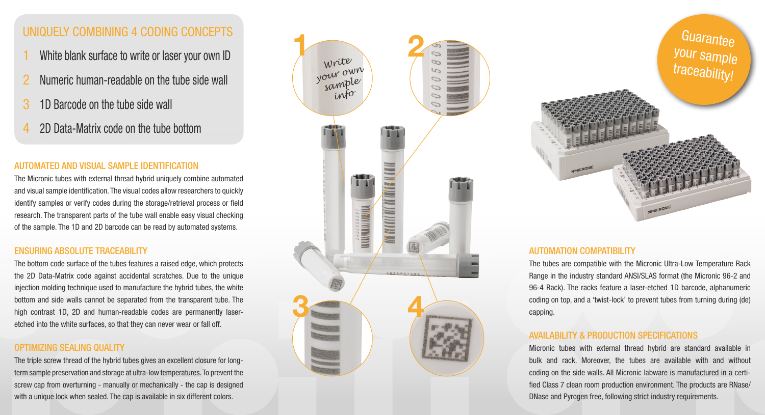## UNIQUELY COMBINING 4 CODING CONCEPTS

1. White blank surface to write or laser your own ID
2. Numeric human-readable on the tube side wall
3. 1D Barcode on the tube side wall
4. 2D Data-Matrix code on the tube bottom

### AUTOMATED AND VISUAL SAMPLE IDENTIFICATION

The Micronic tubes with external thread hybrid uniquely combine automated and visual sample identification. The visual codes allow researchers to quickly identify samples or verify codes during the storage/retrieval process or field research. The transparent parts of the tube wall enable easy visual checking of the sample. The 1D and 2D barcode can be read by automated systems.

### ENSURING ABSOLUTE TRACEABILITY

The bottom code surface of the tubes features a raised edge, which protects the 2D Data-Matrix code against accidental scratches. Due to the unique injection molding technique used to manufacture the hybrid tubes, the white bottom and side walls cannot be separated from the transparent tube. The high contrast 1D, 2D and human-readable codes are permanently laser-etched into the white surfaces, so that they can never wear or fall off.

### OPTIMIZING SEALING QUALITY

The triple screw thread of the hybrid tubes gives an excellent closure for long-term sample preservation and storage at ultra-low temperatures. To prevent the screw cap from overturning - manually or mechanically - the cap is designed with a unique lock when sealed. The cap is available in six different colors.

1 Write your own sample info

2

3

4

Guarantee your sample traceability!

### AUTOMATION COMPATIBILITY

The tubes are compatible with the Micronic Ultra-Low Temperature Rack Range in the industry standard ANSI/SLAS format (the Micronic 96-2 and 96-4 Rack). The racks feature a laser-etched 1D barcode, alphanumeric coding on top, and a 'twist-lock' to prevent tubes from turning during (de) capping.

### AVAILABILITY & PRODUCTION SPECIFICATIONS

Micronic tubes with external thread hybrid are standard available in bulk and rack. Moreover, the tubes are available with and without coding on the side walls. All Micronic labware is manufactured in a certified Class 7 clean room production environment. The products are RNase/DNase and Pyrogen free, following strict industry requirements.